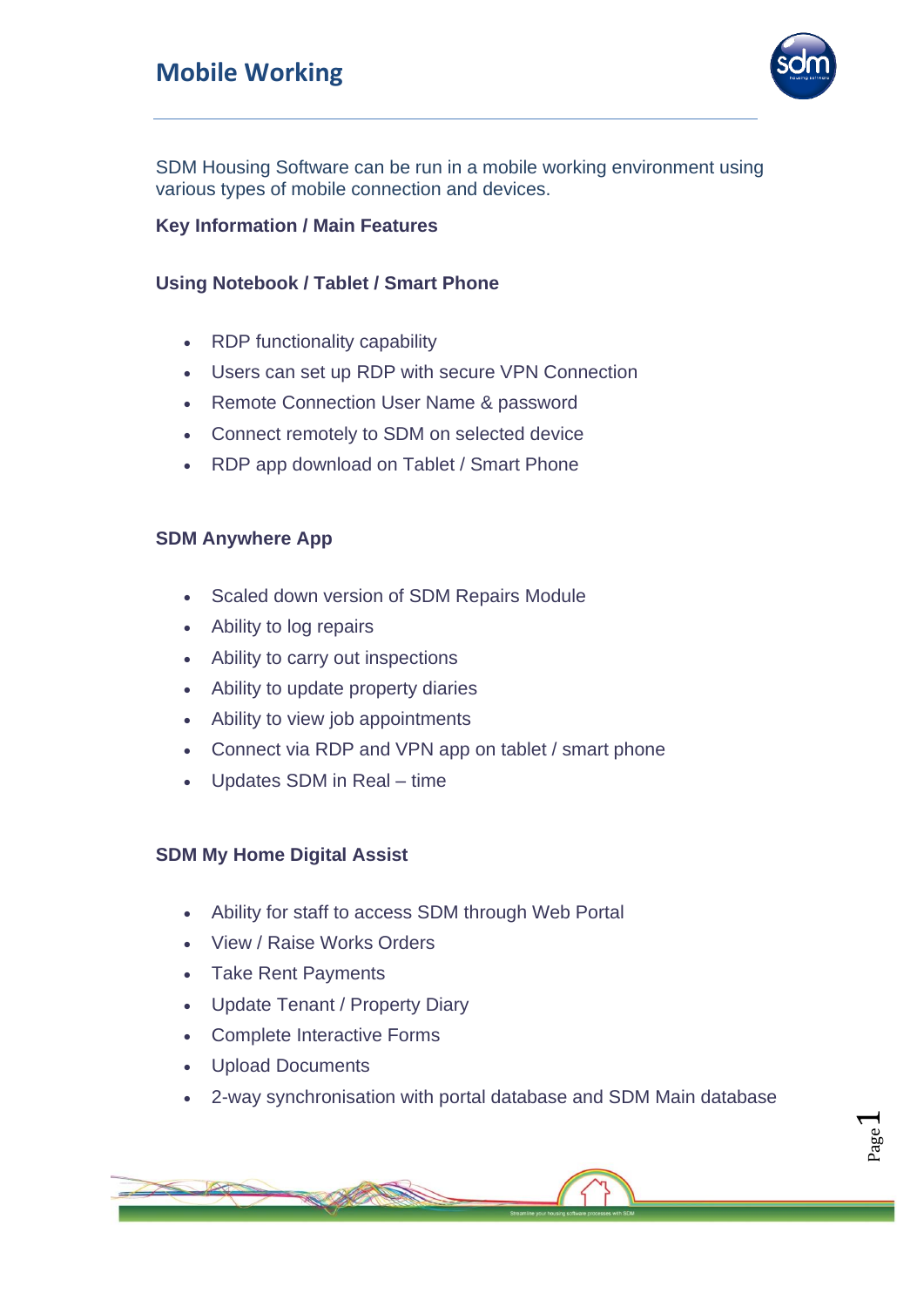# Mobile Working

SDM Housing Software can be run in a mobile working environment using various types of mobile connection and devices.

**Key Information / Main Features**

**Using Notebook / Tablet / Smart Phone**

- RDP functionality capability
- Users can set up RDP with secure VPN Connection
- Remote Connection User Name & password
- Connect remotely to SDM on selected device
- RDP app download on Tablet / Smart Phone

**SDM Anywhere App**

- Scaled down version of SDM Repairs Module
- Ability to log repairs
- Ability to carry out inspections
- Ability to update property diaries
- Ability to view job appointments
- Connect via RDP and VPN app on tablet / smart phone
- Updates SDM in Real – time

**SDM My Home Digital Assist**

- Ability for staff to access SDM through Web Portal
- View / Raise Works Orders
- Take Rent Payments
- Update Tenant / Property Diary
- Complete Interactive Forms
- Upload Documents
- 2-way synchronisation with portal database and SDM Main database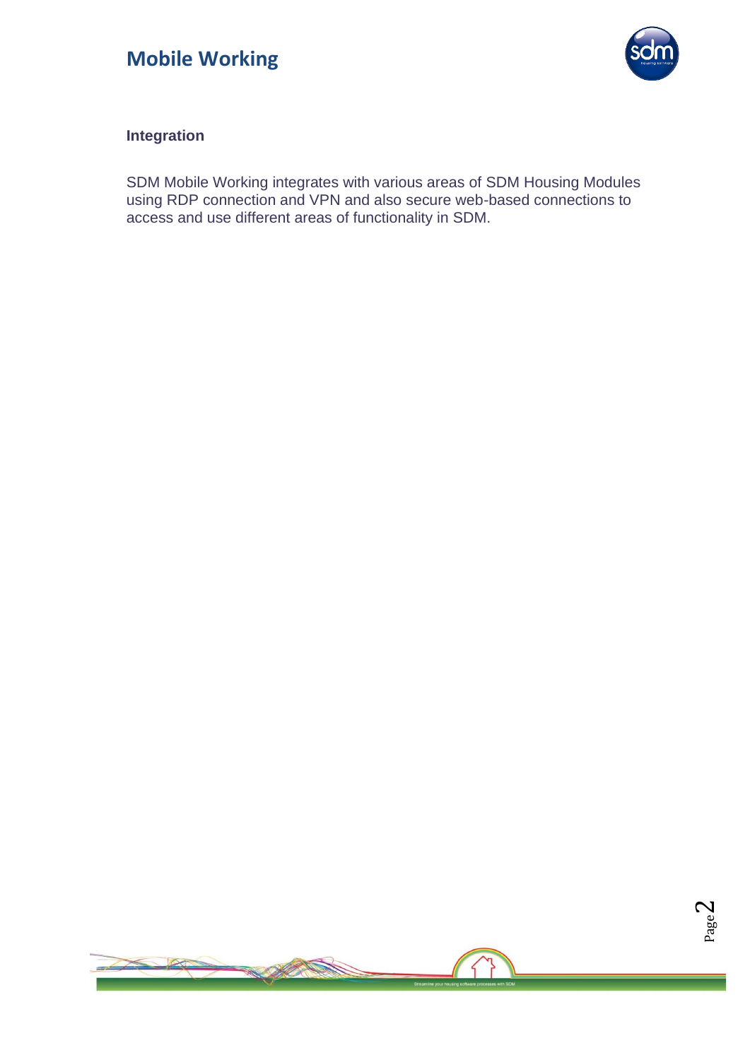## Integration

SDM Mobile Working integrates with various areas of SDM Housing Modules using RDP connection and VPN and also secure web-based connections to access and use different areas of functionality in SDM.